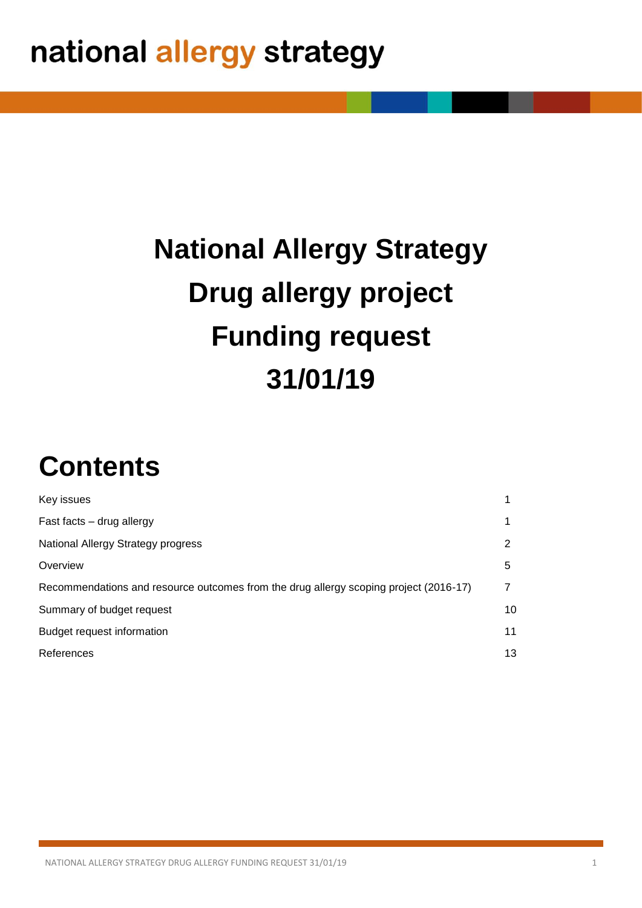national allergy strategy

# National Allergy Strategy
# Drug allergy project
# Funding request
# 31/01/19

## Contents

| | |
|---|---|
| Key issues | 1 |
| Fast facts – drug allergy | 1 |
| National Allergy Strategy progress | 2 |
| Overview | 5 |
| Recommendations and resource outcomes from the drug allergy scoping project (2016-17) | 7 |
| Summary of budget request | 10 |
| Budget request information | 11 |
| References | 13 |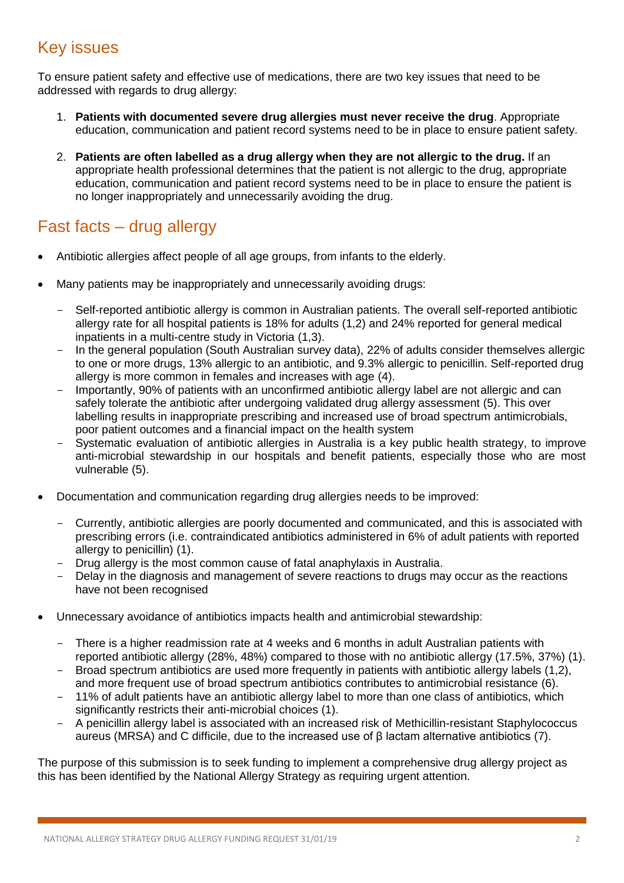## Key issues

To ensure patient safety and effective use of medications, there are two key issues that need to be addressed with regards to drug allergy:

1. **Patients with documented severe drug allergies must never receive the drug**. Appropriate education, communication and patient record systems need to be in place to ensure patient safety.
2. **Patients are often labelled as a drug allergy when they are not allergic to the drug.** If an appropriate health professional determines that the patient is not allergic to the drug, appropriate education, communication and patient record systems need to be in place to ensure the patient is no longer inappropriately and unnecessarily avoiding the drug.

## Fast facts – drug allergy

- Antibiotic allergies affect people of all age groups, from infants to the elderly.
- Many patients may be inappropriately and unnecessarily avoiding drugs:
  - Self-reported antibiotic allergy is common in Australian patients. The overall self-reported antibiotic allergy rate for all hospital patients is 18% for adults (1,2) and 24% reported for general medical inpatients in a multi-centre study in Victoria (1,3).
  - In the general population (South Australian survey data), 22% of adults consider themselves allergic to one or more drugs, 13% allergic to an antibiotic, and 9.3% allergic to penicillin. Self-reported drug allergy is more common in females and increases with age (4).
  - Importantly, 90% of patients with an unconfirmed antibiotic allergy label are not allergic and can safely tolerate the antibiotic after undergoing validated drug allergy assessment (5). This over labelling results in inappropriate prescribing and increased use of broad spectrum antimicrobials, poor patient outcomes and a financial impact on the health system
  - Systematic evaluation of antibiotic allergies in Australia is a key public health strategy, to improve anti-microbial stewardship in our hospitals and benefit patients, especially those who are most vulnerable (5).
- Documentation and communication regarding drug allergies needs to be improved:
  - Currently, antibiotic allergies are poorly documented and communicated, and this is associated with prescribing errors (i.e. contraindicated antibiotics administered in 6% of adult patients with reported allergy to penicillin) (1).
  - Drug allergy is the most common cause of fatal anaphylaxis in Australia.
  - Delay in the diagnosis and management of severe reactions to drugs may occur as the reactions have not been recognised
- Unnecessary avoidance of antibiotics impacts health and antimicrobial stewardship:
  - There is a higher readmission rate at 4 weeks and 6 months in adult Australian patients with reported antibiotic allergy (28%, 48%) compared to those with no antibiotic allergy (17.5%, 37%) (1).
  - Broad spectrum antibiotics are used more frequently in patients with antibiotic allergy labels (1,2), and more frequent use of broad spectrum antibiotics contributes to antimicrobial resistance (6).
  - 11% of adult patients have an antibiotic allergy label to more than one class of antibiotics, which significantly restricts their anti-microbial choices (1).
  - A penicillin allergy label is associated with an increased risk of Methicillin-resistant Staphylococcus aureus (MRSA) and C difficile, due to the increased use of β lactam alternative antibiotics (7).

The purpose of this submission is to seek funding to implement a comprehensive drug allergy project as this has been identified by the National Allergy Strategy as requiring urgent attention.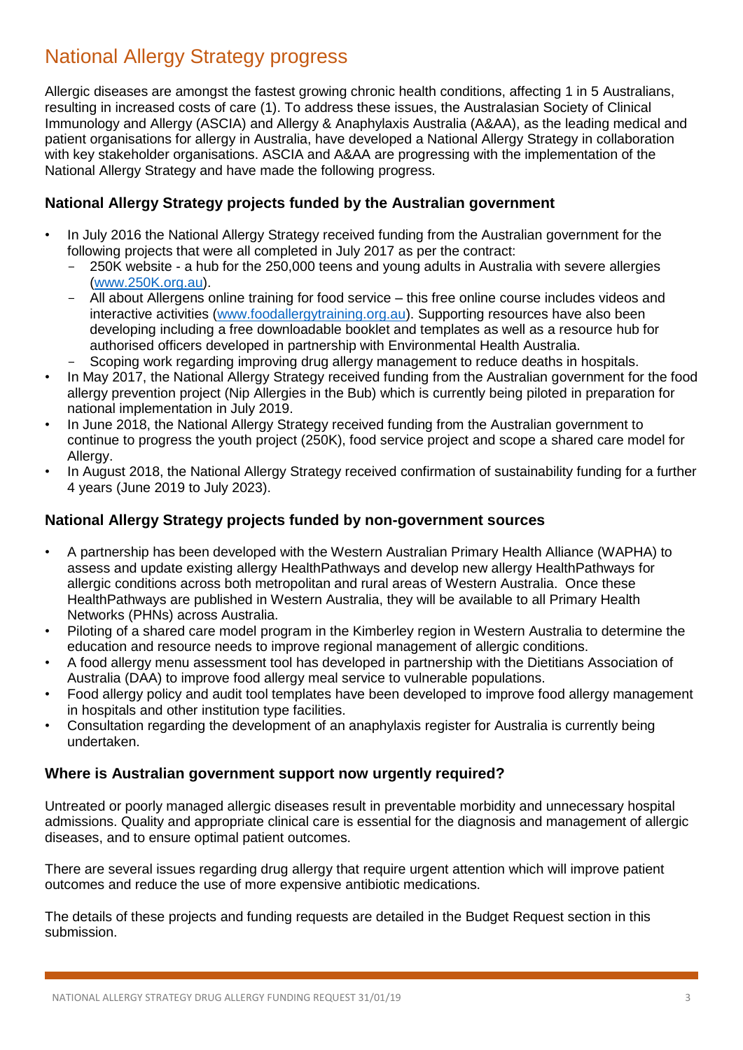# National Allergy Strategy progress

Allergic diseases are amongst the fastest growing chronic health conditions, affecting 1 in 5 Australians, resulting in increased costs of care (1). To address these issues, the Australasian Society of Clinical Immunology and Allergy (ASCIA) and Allergy & Anaphylaxis Australia (A&AA), as the leading medical and patient organisations for allergy in Australia, have developed a National Allergy Strategy in collaboration with key stakeholder organisations. ASCIA and A&AA are progressing with the implementation of the National Allergy Strategy and have made the following progress.

### National Allergy Strategy projects funded by the Australian government

- In July 2016 the National Allergy Strategy received funding from the Australian government for the following projects that were all completed in July 2017 as per the contract:
  - 250K website - a hub for the 250,000 teens and young adults in Australia with severe allergies (www.250K.org.au).
  - All about Allergens online training for food service – this free online course includes videos and interactive activities (www.foodallergytraining.org.au). Supporting resources have also been developing including a free downloadable booklet and templates as well as a resource hub for authorised officers developed in partnership with Environmental Health Australia.
  - Scoping work regarding improving drug allergy management to reduce deaths in hospitals.
- In May 2017, the National Allergy Strategy received funding from the Australian government for the food allergy prevention project (Nip Allergies in the Bub) which is currently being piloted in preparation for national implementation in July 2019.
- In June 2018, the National Allergy Strategy received funding from the Australian government to continue to progress the youth project (250K), food service project and scope a shared care model for Allergy.
- In August 2018, the National Allergy Strategy received confirmation of sustainability funding for a further 4 years (June 2019 to July 2023).

### National Allergy Strategy projects funded by non-government sources

- A partnership has been developed with the Western Australian Primary Health Alliance (WAPHA) to assess and update existing allergy HealthPathways and develop new allergy HealthPathways for allergic conditions across both metropolitan and rural areas of Western Australia. Once these HealthPathways are published in Western Australia, they will be available to all Primary Health Networks (PHNs) across Australia.
- Piloting of a shared care model program in the Kimberley region in Western Australia to determine the education and resource needs to improve regional management of allergic conditions.
- A food allergy menu assessment tool has developed in partnership with the Dietitians Association of Australia (DAA) to improve food allergy meal service to vulnerable populations.
- Food allergy policy and audit tool templates have been developed to improve food allergy management in hospitals and other institution type facilities.
- Consultation regarding the development of an anaphylaxis register for Australia is currently being undertaken.

### Where is Australian government support now urgently required?

Untreated or poorly managed allergic diseases result in preventable morbidity and unnecessary hospital admissions. Quality and appropriate clinical care is essential for the diagnosis and management of allergic diseases, and to ensure optimal patient outcomes.

There are several issues regarding drug allergy that require urgent attention which will improve patient outcomes and reduce the use of more expensive antibiotic medications.

The details of these projects and funding requests are detailed in the Budget Request section in this submission.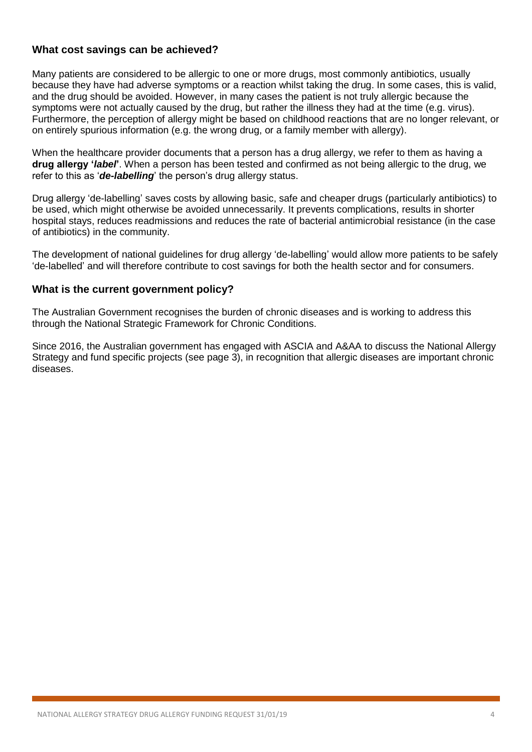## What cost savings can be achieved?

Many patients are considered to be allergic to one or more drugs, most commonly antibiotics, usually because they have had adverse symptoms or a reaction whilst taking the drug. In some cases, this is valid, and the drug should be avoided. However, in many cases the patient is not truly allergic because the symptoms were not actually caused by the drug, but rather the illness they had at the time (e.g. virus). Furthermore, the perception of allergy might be based on childhood reactions that are no longer relevant, or on entirely spurious information (e.g. the wrong drug, or a family member with allergy).

When the healthcare provider documents that a person has a drug allergy, we refer to them as having a **drug allergy '*label*'**. When a person has been tested and confirmed as not being allergic to the drug, we refer to this as '***de-labelling***' the person's drug allergy status.

Drug allergy 'de-labelling' saves costs by allowing basic, safe and cheaper drugs (particularly antibiotics) to be used, which might otherwise be avoided unnecessarily. It prevents complications, results in shorter hospital stays, reduces readmissions and reduces the rate of bacterial antimicrobial resistance (in the case of antibiotics) in the community.

The development of national guidelines for drug allergy 'de-labelling' would allow more patients to be safely 'de-labelled' and will therefore contribute to cost savings for both the health sector and for consumers.

## What is the current government policy?

The Australian Government recognises the burden of chronic diseases and is working to address this through the National Strategic Framework for Chronic Conditions.

Since 2016, the Australian government has engaged with ASCIA and A&AA to discuss the National Allergy Strategy and fund specific projects (see page 3), in recognition that allergic diseases are important chronic diseases.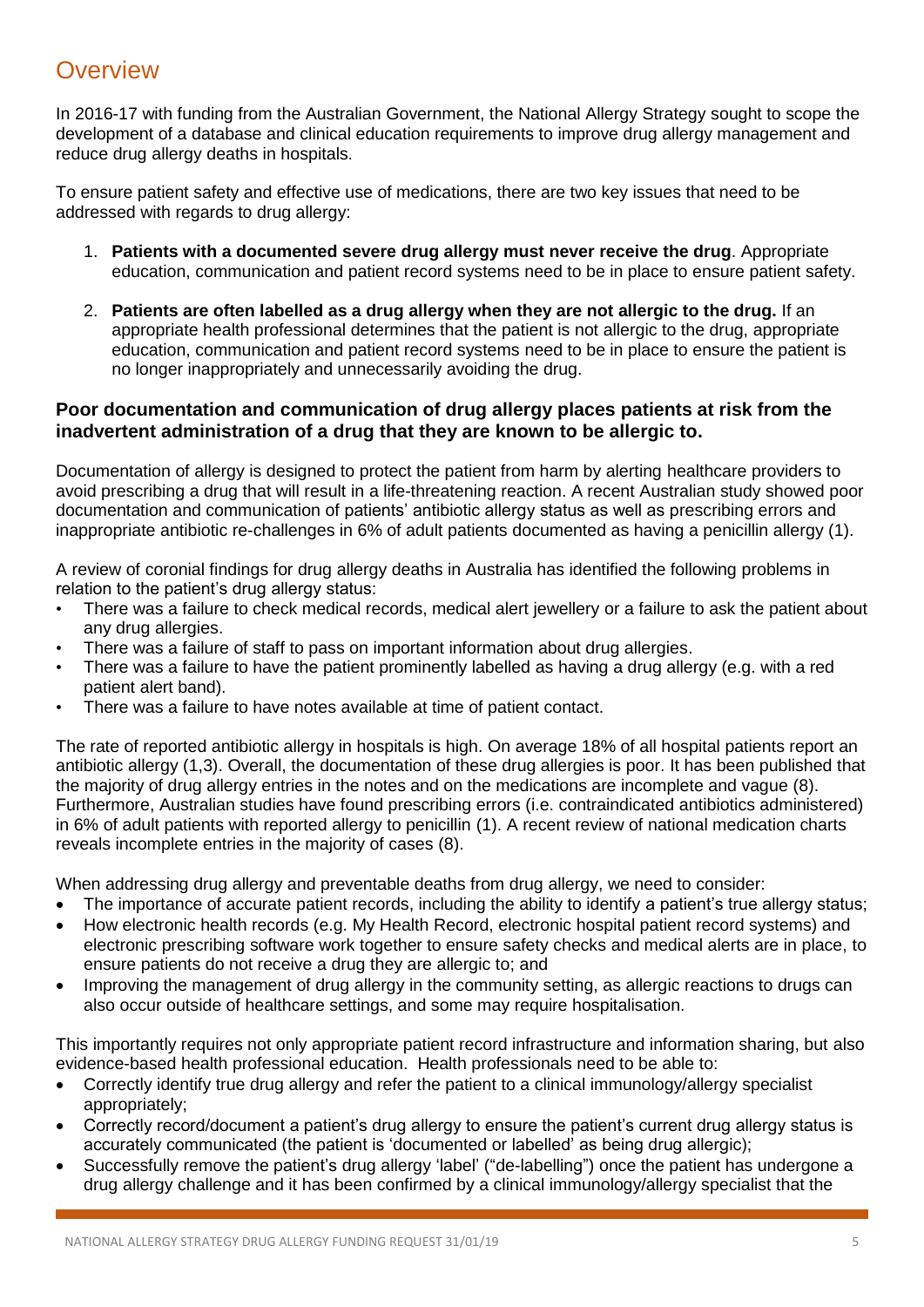# Overview

In 2016-17 with funding from the Australian Government, the National Allergy Strategy sought to scope the development of a database and clinical education requirements to improve drug allergy management and reduce drug allergy deaths in hospitals.

To ensure patient safety and effective use of medications, there are two key issues that need to be addressed with regards to drug allergy:

1. **Patients with a documented severe drug allergy must never receive the drug**. Appropriate education, communication and patient record systems need to be in place to ensure patient safety.
2. **Patients are often labelled as a drug allergy when they are not allergic to the drug.** If an appropriate health professional determines that the patient is not allergic to the drug, appropriate education, communication and patient record systems need to be in place to ensure the patient is no longer inappropriately and unnecessarily avoiding the drug.

### Poor documentation and communication of drug allergy places patients at risk from the inadvertent administration of a drug that they are known to be allergic to.

Documentation of allergy is designed to protect the patient from harm by alerting healthcare providers to avoid prescribing a drug that will result in a life-threatening reaction. A recent Australian study showed poor documentation and communication of patients' antibiotic allergy status as well as prescribing errors and inappropriate antibiotic re-challenges in 6% of adult patients documented as having a penicillin allergy (1).

A review of coronial findings for drug allergy deaths in Australia has identified the following problems in relation to the patient's drug allergy status:

- There was a failure to check medical records, medical alert jewellery or a failure to ask the patient about any drug allergies.
- There was a failure of staff to pass on important information about drug allergies.
- There was a failure to have the patient prominently labelled as having a drug allergy (e.g. with a red patient alert band).
- There was a failure to have notes available at time of patient contact.

The rate of reported antibiotic allergy in hospitals is high. On average 18% of all hospital patients report an antibiotic allergy (1,3). Overall, the documentation of these drug allergies is poor. It has been published that the majority of drug allergy entries in the notes and on the medications are incomplete and vague (8). Furthermore, Australian studies have found prescribing errors (i.e. contraindicated antibiotics administered) in 6% of adult patients with reported allergy to penicillin (1). A recent review of national medication charts reveals incomplete entries in the majority of cases (8).

When addressing drug allergy and preventable deaths from drug allergy, we need to consider:

- The importance of accurate patient records, including the ability to identify a patient's true allergy status;
- How electronic health records (e.g. My Health Record, electronic hospital patient record systems) and electronic prescribing software work together to ensure safety checks and medical alerts are in place, to ensure patients do not receive a drug they are allergic to; and
- Improving the management of drug allergy in the community setting, as allergic reactions to drugs can also occur outside of healthcare settings, and some may require hospitalisation.

This importantly requires not only appropriate patient record infrastructure and information sharing, but also evidence-based health professional education. Health professionals need to be able to:

- Correctly identify true drug allergy and refer the patient to a clinical immunology/allergy specialist appropriately;
- Correctly record/document a patient's drug allergy to ensure the patient's current drug allergy status is accurately communicated (the patient is 'documented or labelled' as being drug allergic);
- Successfully remove the patient's drug allergy 'label' ("de-labelling") once the patient has undergone a drug allergy challenge and it has been confirmed by a clinical immunology/allergy specialist that the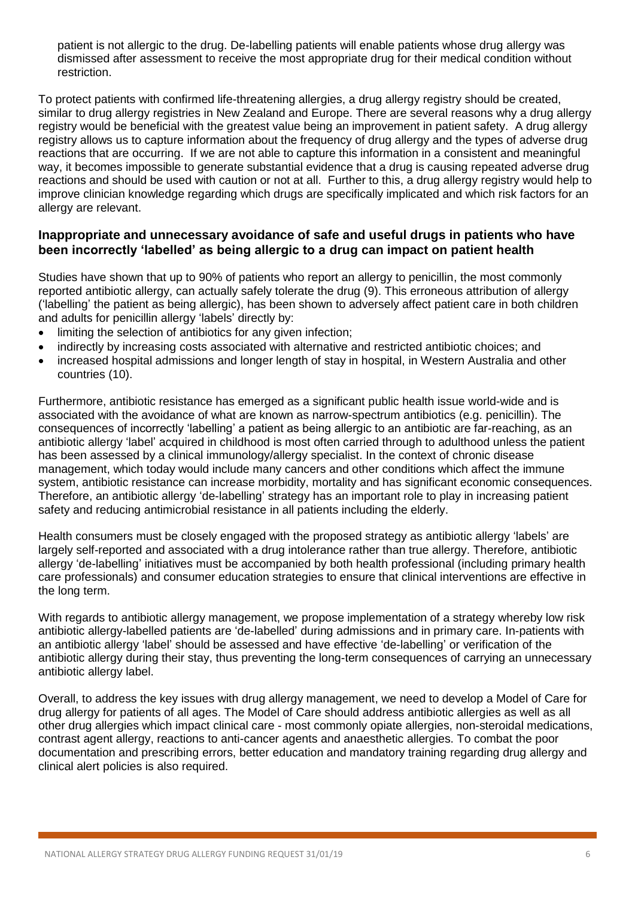patient is not allergic to the drug. De-labelling patients will enable patients whose drug allergy was dismissed after assessment to receive the most appropriate drug for their medical condition without restriction.

To protect patients with confirmed life-threatening allergies, a drug allergy registry should be created, similar to drug allergy registries in New Zealand and Europe. There are several reasons why a drug allergy registry would be beneficial with the greatest value being an improvement in patient safety. A drug allergy registry allows us to capture information about the frequency of drug allergy and the types of adverse drug reactions that are occurring. If we are not able to capture this information in a consistent and meaningful way, it becomes impossible to generate substantial evidence that a drug is causing repeated adverse drug reactions and should be used with caution or not at all. Further to this, a drug allergy registry would help to improve clinician knowledge regarding which drugs are specifically implicated and which risk factors for an allergy are relevant.

### Inappropriate and unnecessary avoidance of safe and useful drugs in patients who have been incorrectly 'labelled' as being allergic to a drug can impact on patient health

Studies have shown that up to 90% of patients who report an allergy to penicillin, the most commonly reported antibiotic allergy, can actually safely tolerate the drug (9). This erroneous attribution of allergy ('labelling' the patient as being allergic), has been shown to adversely affect patient care in both children and adults for penicillin allergy 'labels' directly by:

- limiting the selection of antibiotics for any given infection;
- indirectly by increasing costs associated with alternative and restricted antibiotic choices; and
- increased hospital admissions and longer length of stay in hospital, in Western Australia and other countries (10).

Furthermore, antibiotic resistance has emerged as a significant public health issue world-wide and is associated with the avoidance of what are known as narrow-spectrum antibiotics (e.g. penicillin). The consequences of incorrectly 'labelling' a patient as being allergic to an antibiotic are far-reaching, as an antibiotic allergy 'label' acquired in childhood is most often carried through to adulthood unless the patient has been assessed by a clinical immunology/allergy specialist. In the context of chronic disease management, which today would include many cancers and other conditions which affect the immune system, antibiotic resistance can increase morbidity, mortality and has significant economic consequences. Therefore, an antibiotic allergy 'de-labelling' strategy has an important role to play in increasing patient safety and reducing antimicrobial resistance in all patients including the elderly.

Health consumers must be closely engaged with the proposed strategy as antibiotic allergy 'labels' are largely self-reported and associated with a drug intolerance rather than true allergy. Therefore, antibiotic allergy 'de-labelling' initiatives must be accompanied by both health professional (including primary health care professionals) and consumer education strategies to ensure that clinical interventions are effective in the long term.

With regards to antibiotic allergy management, we propose implementation of a strategy whereby low risk antibiotic allergy-labelled patients are 'de-labelled' during admissions and in primary care. In-patients with an antibiotic allergy 'label' should be assessed and have effective 'de-labelling' or verification of the antibiotic allergy during their stay, thus preventing the long-term consequences of carrying an unnecessary antibiotic allergy label.

Overall, to address the key issues with drug allergy management, we need to develop a Model of Care for drug allergy for patients of all ages. The Model of Care should address antibiotic allergies as well as all other drug allergies which impact clinical care - most commonly opiate allergies, non-steroidal medications, contrast agent allergy, reactions to anti-cancer agents and anaesthetic allergies. To combat the poor documentation and prescribing errors, better education and mandatory training regarding drug allergy and clinical alert policies is also required.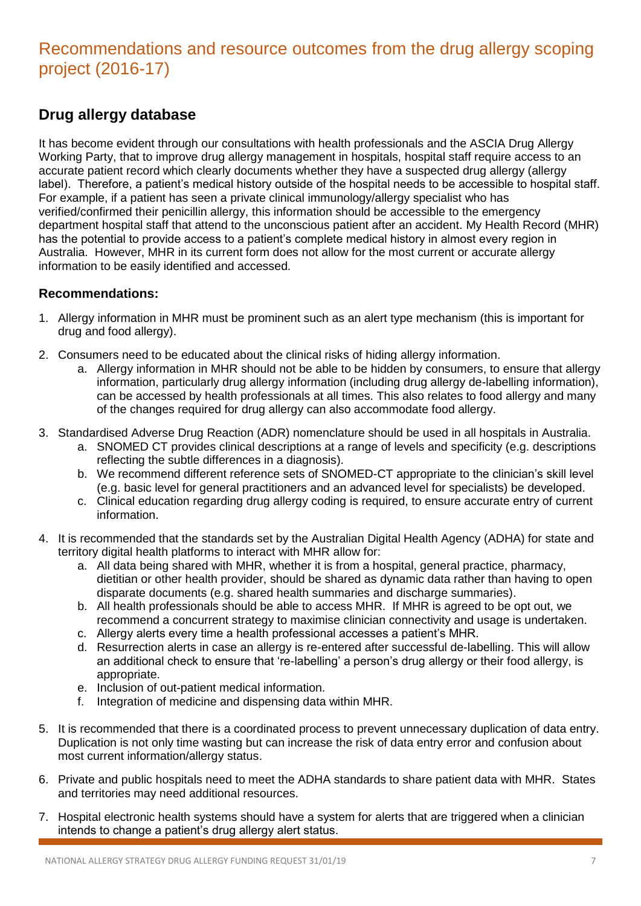# Recommendations and resource outcomes from the drug allergy scoping project (2016-17)

## Drug allergy database

It has become evident through our consultations with health professionals and the ASCIA Drug Allergy Working Party, that to improve drug allergy management in hospitals, hospital staff require access to an accurate patient record which clearly documents whether they have a suspected drug allergy (allergy label). Therefore, a patient's medical history outside of the hospital needs to be accessible to hospital staff. For example, if a patient has seen a private clinical immunology/allergy specialist who has verified/confirmed their penicillin allergy, this information should be accessible to the emergency department hospital staff that attend to the unconscious patient after an accident. My Health Record (MHR) has the potential to provide access to a patient's complete medical history in almost every region in Australia. However, MHR in its current form does not allow for the most current or accurate allergy information to be easily identified and accessed.

### Recommendations:

1. Allergy information in MHR must be prominent such as an alert type mechanism (this is important for drug and food allergy).
2. Consumers need to be educated about the clinical risks of hiding allergy information.
    a. Allergy information in MHR should not be able to be hidden by consumers, to ensure that allergy information, particularly drug allergy information (including drug allergy de-labelling information), can be accessed by health professionals at all times. This also relates to food allergy and many of the changes required for drug allergy can also accommodate food allergy.
3. Standardised Adverse Drug Reaction (ADR) nomenclature should be used in all hospitals in Australia.
    a. SNOMED CT provides clinical descriptions at a range of levels and specificity (e.g. descriptions reflecting the subtle differences in a diagnosis).
    b. We recommend different reference sets of SNOMED-CT appropriate to the clinician's skill level (e.g. basic level for general practitioners and an advanced level for specialists) be developed.
    c. Clinical education regarding drug allergy coding is required, to ensure accurate entry of current information.
4. It is recommended that the standards set by the Australian Digital Health Agency (ADHA) for state and territory digital health platforms to interact with MHR allow for:
    a. All data being shared with MHR, whether it is from a hospital, general practice, pharmacy, dietitian or other health provider, should be shared as dynamic data rather than having to open disparate documents (e.g. shared health summaries and discharge summaries).
    b. All health professionals should be able to access MHR. If MHR is agreed to be opt out, we recommend a concurrent strategy to maximise clinician connectivity and usage is undertaken.
    c. Allergy alerts every time a health professional accesses a patient's MHR.
    d. Resurrection alerts in case an allergy is re-entered after successful de-labelling. This will allow an additional check to ensure that 're-labelling' a person's drug allergy or their food allergy, is appropriate.
    e. Inclusion of out-patient medical information.
    f. Integration of medicine and dispensing data within MHR.
5. It is recommended that there is a coordinated process to prevent unnecessary duplication of data entry. Duplication is not only time wasting but can increase the risk of data entry error and confusion about most current information/allergy status.
6. Private and public hospitals need to meet the ADHA standards to share patient data with MHR. States and territories may need additional resources.
7. Hospital electronic health systems should have a system for alerts that are triggered when a clinician intends to change a patient's drug allergy alert status.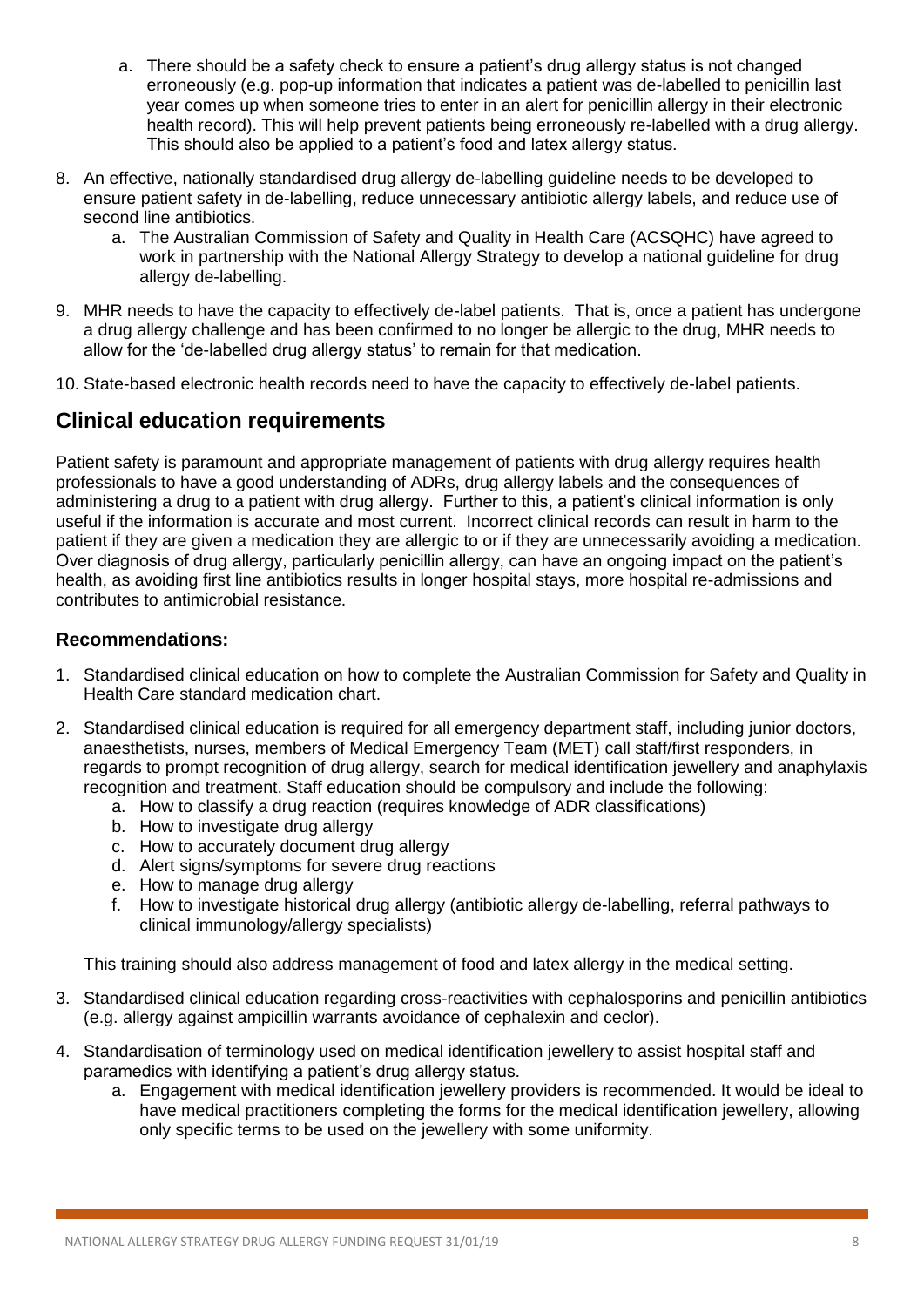a. There should be a safety check to ensure a patient's drug allergy status is not changed erroneously (e.g. pop-up information that indicates a patient was de-labelled to penicillin last year comes up when someone tries to enter in an alert for penicillin allergy in their electronic health record). This will help prevent patients being erroneously re-labelled with a drug allergy. This should also be applied to a patient's food and latex allergy status.

8. An effective, nationally standardised drug allergy de-labelling guideline needs to be developed to ensure patient safety in de-labelling, reduce unnecessary antibiotic allergy labels, and reduce use of second line antibiotics.
   a. The Australian Commission of Safety and Quality in Health Care (ACSQHC) have agreed to work in partnership with the National Allergy Strategy to develop a national guideline for drug allergy de-labelling.
9. MHR needs to have the capacity to effectively de-label patients. That is, once a patient has undergone a drug allergy challenge and has been confirmed to no longer be allergic to the drug, MHR needs to allow for the 'de-labelled drug allergy status' to remain for that medication.
10. State-based electronic health records need to have the capacity to effectively de-label patients.

## Clinical education requirements

Patient safety is paramount and appropriate management of patients with drug allergy requires health professionals to have a good understanding of ADRs, drug allergy labels and the consequences of administering a drug to a patient with drug allergy. Further to this, a patient's clinical information is only useful if the information is accurate and most current. Incorrect clinical records can result in harm to the patient if they are given a medication they are allergic to or if they are unnecessarily avoiding a medication. Over diagnosis of drug allergy, particularly penicillin allergy, can have an ongoing impact on the patient's health, as avoiding first line antibiotics results in longer hospital stays, more hospital re-admissions and contributes to antimicrobial resistance.

### Recommendations:

1. Standardised clinical education on how to complete the Australian Commission for Safety and Quality in Health Care standard medication chart.
2. Standardised clinical education is required for all emergency department staff, including junior doctors, anaesthetists, nurses, members of Medical Emergency Team (MET) call staff/first responders, in regards to prompt recognition of drug allergy, search for medical identification jewellery and anaphylaxis recognition and treatment. Staff education should be compulsory and include the following:
   a. How to classify a drug reaction (requires knowledge of ADR classifications)
   b. How to investigate drug allergy
   c. How to accurately document drug allergy
   d. Alert signs/symptoms for severe drug reactions
   e. How to manage drug allergy
   f. How to investigate historical drug allergy (antibiotic allergy de-labelling, referral pathways to clinical immunology/allergy specialists)

   This training should also address management of food and latex allergy in the medical setting.
3. Standardised clinical education regarding cross-reactivities with cephalosporins and penicillin antibiotics (e.g. allergy against ampicillin warrants avoidance of cephalexin and ceclor).
4. Standardisation of terminology used on medical identification jewellery to assist hospital staff and paramedics with identifying a patient's drug allergy status.
   a. Engagement with medical identification jewellery providers is recommended. It would be ideal to have medical practitioners completing the forms for the medical identification jewellery, allowing only specific terms to be used on the jewellery with some uniformity.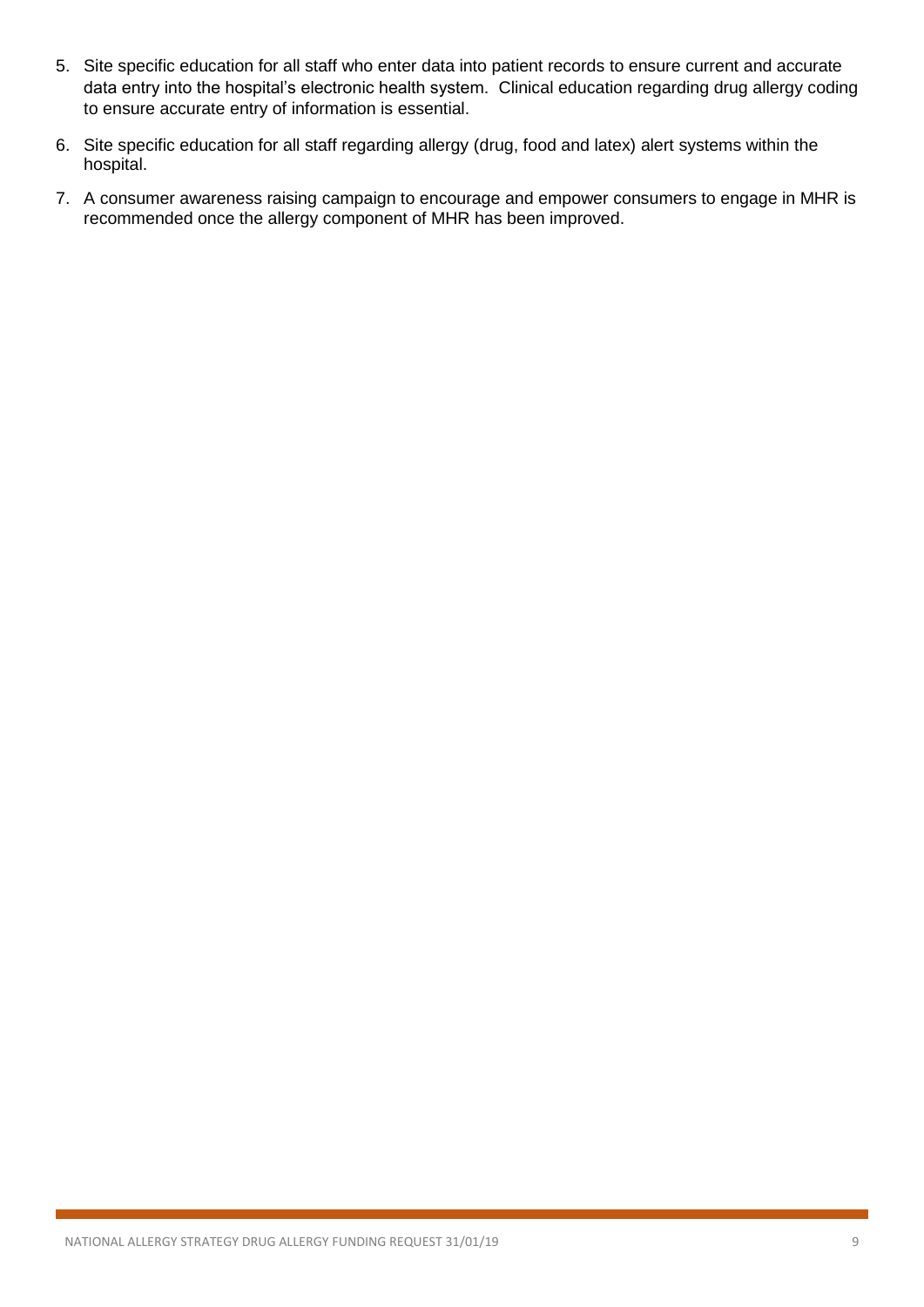5. Site specific education for all staff who enter data into patient records to ensure current and accurate data entry into the hospital's electronic health system. Clinical education regarding drug allergy coding to ensure accurate entry of information is essential.
6. Site specific education for all staff regarding allergy (drug, food and latex) alert systems within the hospital.
7. A consumer awareness raising campaign to encourage and empower consumers to engage in MHR is recommended once the allergy component of MHR has been improved.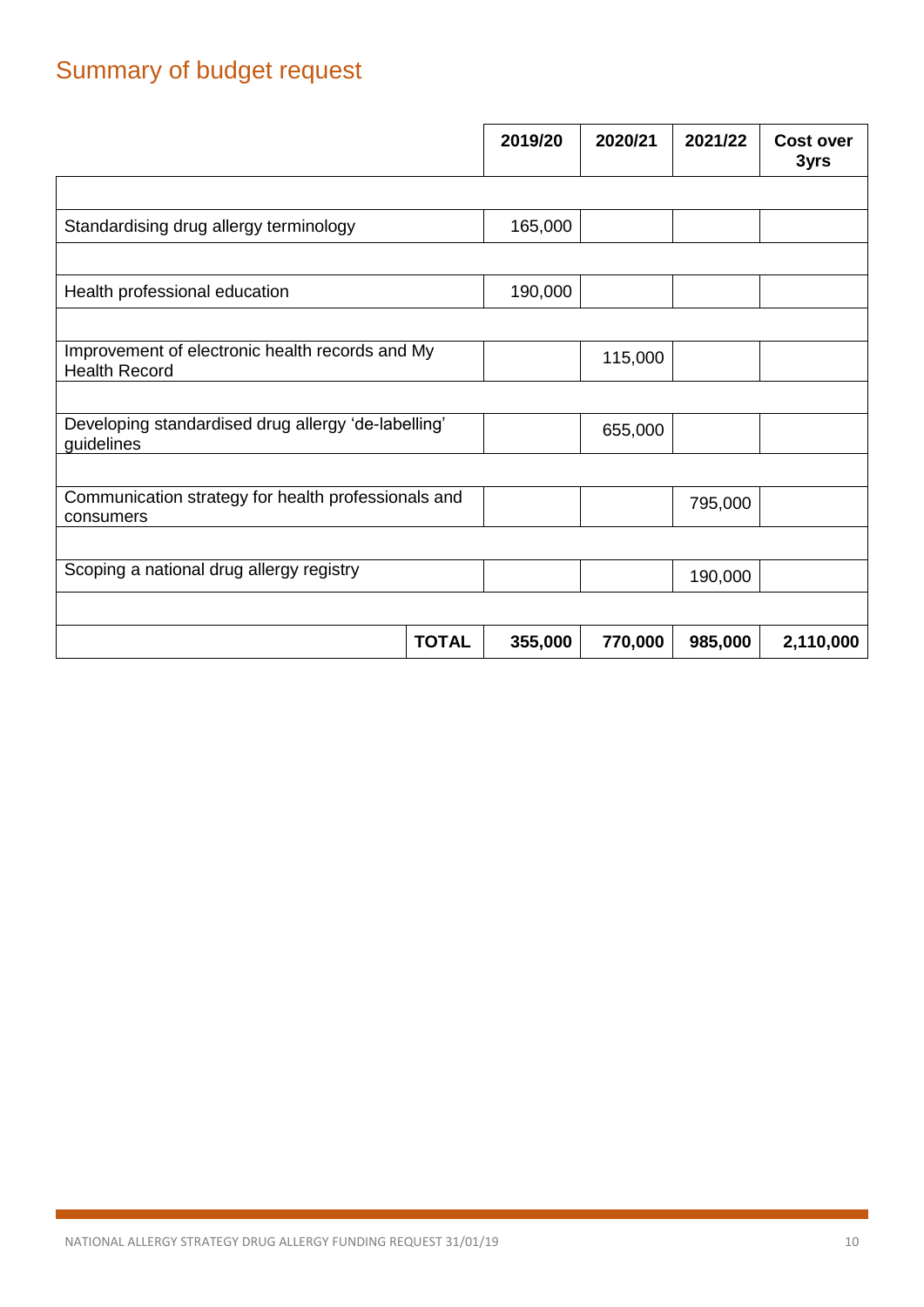## Summary of budget request

| | 2019/20 | 2020/21 | 2021/22 | Cost over 3yrs |
|---|---|---|---|---|
| Standardising drug allergy terminology | 165,000 | | | |
| Health professional education | 190,000 | | | |
| Improvement of electronic health records and My Health Record | | 115,000 | | |
| Developing standardised drug allergy 'de-labelling' guidelines | | 655,000 | | |
| Communication strategy for health professionals and consumers | | | 795,000 | |
| Scoping a national drug allergy registry | | | 190,000 | |
| **TOTAL** | **355,000** | **770,000** | **985,000** | **2,110,000** |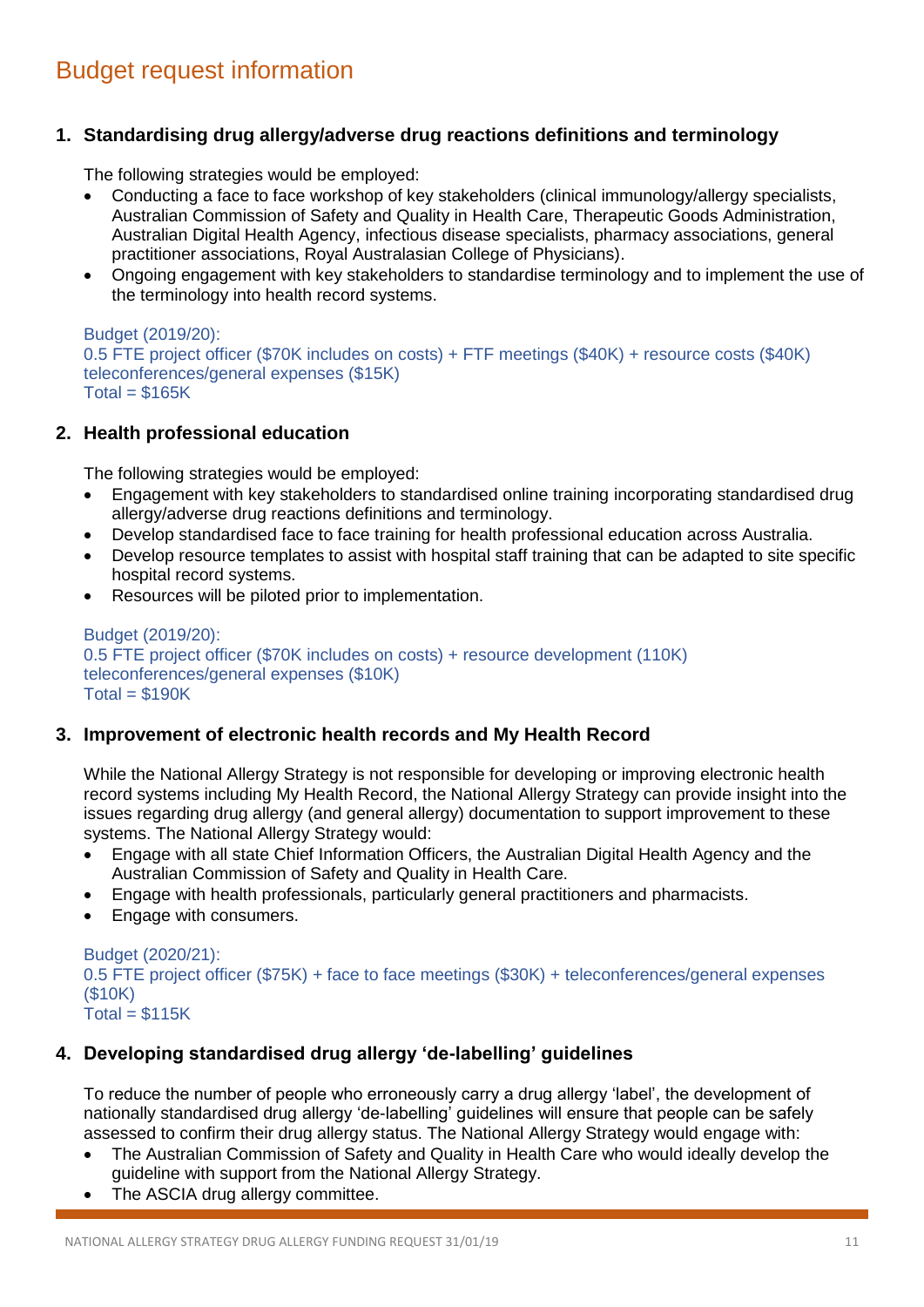# Budget request information

## 1. Standardising drug allergy/adverse drug reactions definitions and terminology

The following strategies would be employed:

- Conducting a face to face workshop of key stakeholders (clinical immunology/allergy specialists, Australian Commission of Safety and Quality in Health Care, Therapeutic Goods Administration, Australian Digital Health Agency, infectious disease specialists, pharmacy associations, general practitioner associations, Royal Australasian College of Physicians).
- Ongoing engagement with key stakeholders to standardise terminology and to implement the use of the terminology into health record systems.

Budget (2019/20):
0.5 FTE project officer ($70K includes on costs) + FTF meetings ($40K) + resource costs ($40K) teleconferences/general expenses ($15K)
Total = $165K

## 2. Health professional education

The following strategies would be employed:

- Engagement with key stakeholders to standardised online training incorporating standardised drug allergy/adverse drug reactions definitions and terminology.
- Develop standardised face to face training for health professional education across Australia.
- Develop resource templates to assist with hospital staff training that can be adapted to site specific hospital record systems.
- Resources will be piloted prior to implementation.

Budget (2019/20):
0.5 FTE project officer ($70K includes on costs) + resource development (110K) teleconferences/general expenses ($10K)
Total = $190K

## 3. Improvement of electronic health records and My Health Record

While the National Allergy Strategy is not responsible for developing or improving electronic health record systems including My Health Record, the National Allergy Strategy can provide insight into the issues regarding drug allergy (and general allergy) documentation to support improvement to these systems. The National Allergy Strategy would:

- Engage with all state Chief Information Officers, the Australian Digital Health Agency and the Australian Commission of Safety and Quality in Health Care.
- Engage with health professionals, particularly general practitioners and pharmacists.
- Engage with consumers.

Budget (2020/21):
0.5 FTE project officer ($75K) + face to face meetings ($30K) + teleconferences/general expenses ($10K)
Total = $115K

## 4. Developing standardised drug allergy 'de-labelling' guidelines

To reduce the number of people who erroneously carry a drug allergy 'label', the development of nationally standardised drug allergy 'de-labelling' guidelines will ensure that people can be safely assessed to confirm their drug allergy status. The National Allergy Strategy would engage with:

- The Australian Commission of Safety and Quality in Health Care who would ideally develop the guideline with support from the National Allergy Strategy.
- The ASCIA drug allergy committee.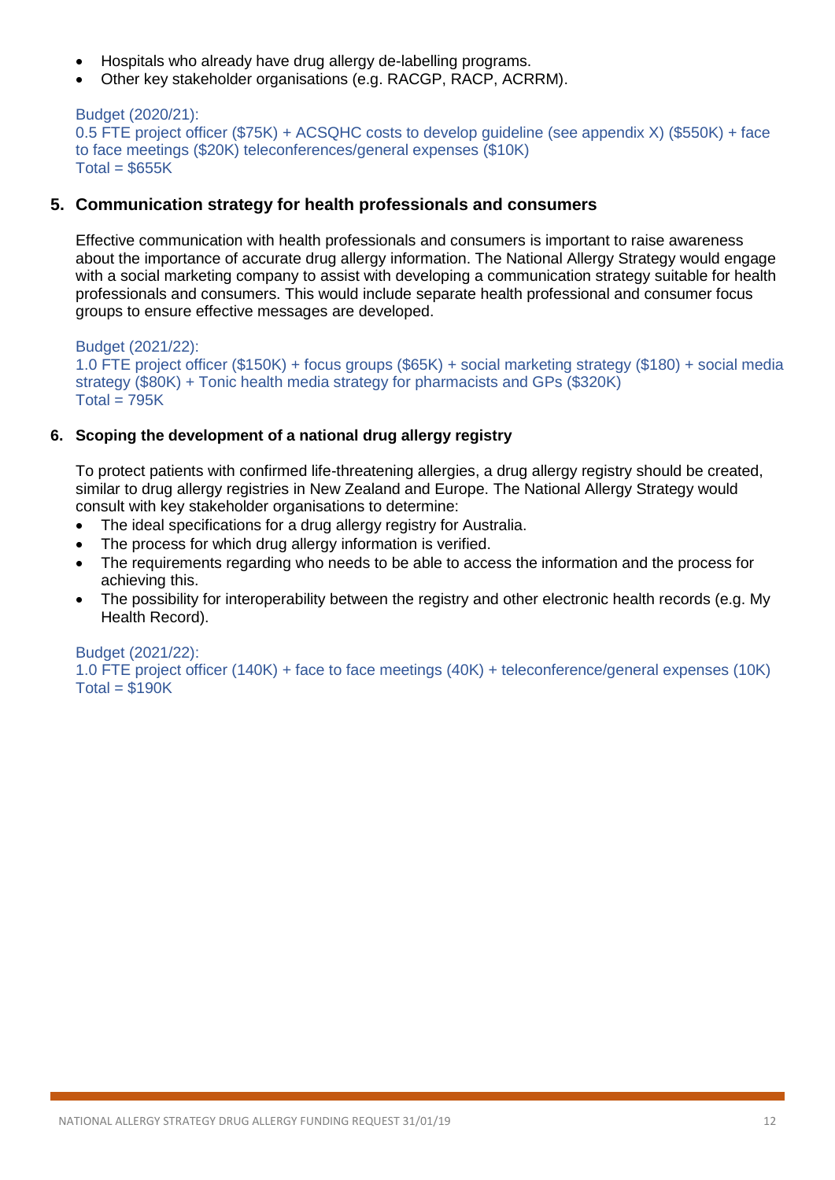- Hospitals who already have drug allergy de-labelling programs.
- Other key stakeholder organisations (e.g. RACGP, RACP, ACRRM).

Budget (2020/21):
0.5 FTE project officer ($75K) + ACSQHC costs to develop guideline (see appendix X) ($550K) + face to face meetings ($20K) teleconferences/general expenses ($10K)
Total = $655K

## 5. Communication strategy for health professionals and consumers

Effective communication with health professionals and consumers is important to raise awareness about the importance of accurate drug allergy information. The National Allergy Strategy would engage with a social marketing company to assist with developing a communication strategy suitable for health professionals and consumers. This would include separate health professional and consumer focus groups to ensure effective messages are developed.

Budget (2021/22):
1.0 FTE project officer ($150K) + focus groups ($65K) + social marketing strategy ($180) + social media strategy ($80K) + Tonic health media strategy for pharmacists and GPs ($320K)
Total = 795K

## 6. Scoping the development of a national drug allergy registry

To protect patients with confirmed life-threatening allergies, a drug allergy registry should be created, similar to drug allergy registries in New Zealand and Europe. The National Allergy Strategy would consult with key stakeholder organisations to determine:

- The ideal specifications for a drug allergy registry for Australia.
- The process for which drug allergy information is verified.
- The requirements regarding who needs to be able to access the information and the process for achieving this.
- The possibility for interoperability between the registry and other electronic health records (e.g. My Health Record).

Budget (2021/22):
1.0 FTE project officer (140K) + face to face meetings (40K) + teleconference/general expenses (10K)
Total = $190K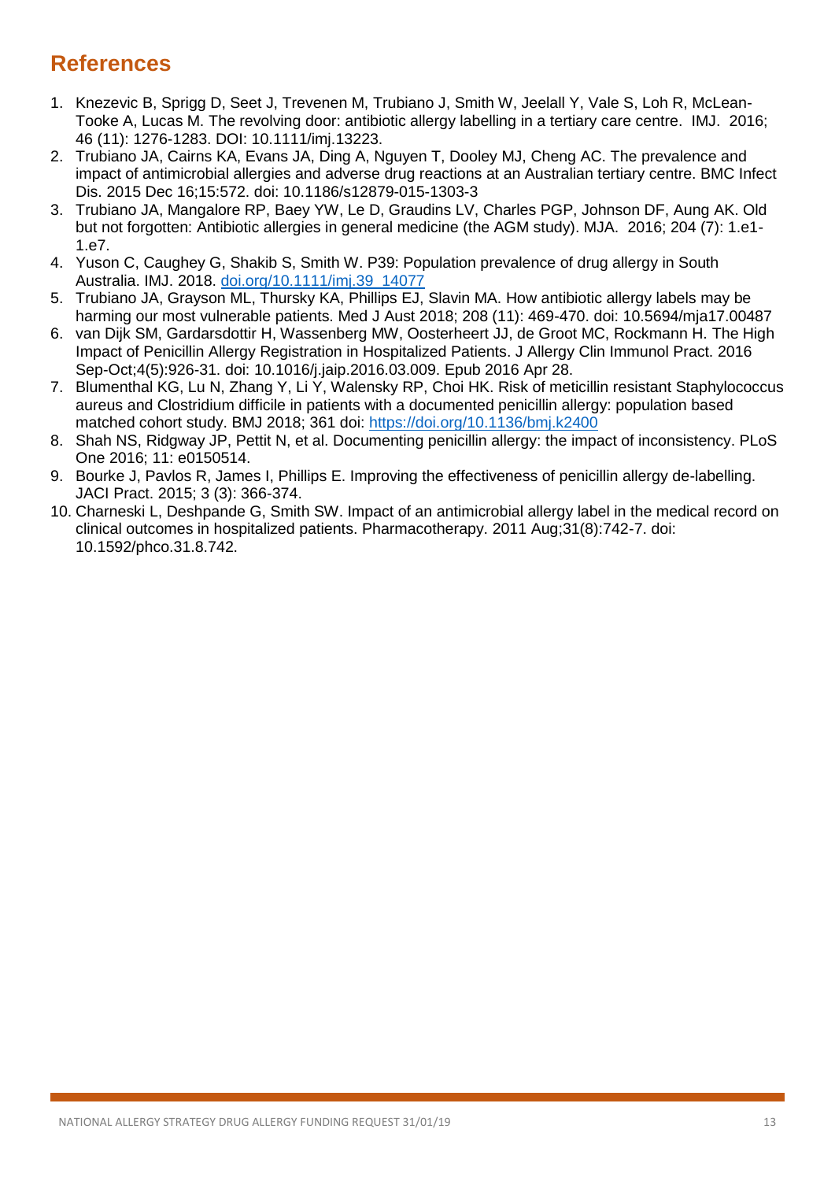# References

1. Knezevic B, Sprigg D, Seet J, Trevenen M, Trubiano J, Smith W, Jeelall Y, Vale S, Loh R, McLean-Tooke A, Lucas M. The revolving door: antibiotic allergy labelling in a tertiary care centre. IMJ. 2016; 46 (11): 1276-1283. DOI: 10.1111/imj.13223.
2. Trubiano JA, Cairns KA, Evans JA, Ding A, Nguyen T, Dooley MJ, Cheng AC. The prevalence and impact of antimicrobial allergies and adverse drug reactions at an Australian tertiary centre. BMC Infect Dis. 2015 Dec 16;15:572. doi: 10.1186/s12879-015-1303-3
3. Trubiano JA, Mangalore RP, Baey YW, Le D, Graudins LV, Charles PGP, Johnson DF, Aung AK. Old but not forgotten: Antibiotic allergies in general medicine (the AGM study). MJA. 2016; 204 (7): 1.e1-1.e7.
4. Yuson C, Caughey G, Shakib S, Smith W. P39: Population prevalence of drug allergy in South Australia. IMJ. 2018. [doi.org/10.1111/imj.39_14077](https://doi.org/10.1111/imj.39_14077)
5. Trubiano JA, Grayson ML, Thursky KA, Phillips EJ, Slavin MA. How antibiotic allergy labels may be harming our most vulnerable patients. Med J Aust 2018; 208 (11): 469-470. doi: 10.5694/mja17.00487
6. van Dijk SM, Gardarsdottir H, Wassenberg MW, Oosterheert JJ, de Groot MC, Rockmann H. The High Impact of Penicillin Allergy Registration in Hospitalized Patients. J Allergy Clin Immunol Pract. 2016 Sep-Oct;4(5):926-31. doi: 10.1016/j.jaip.2016.03.009. Epub 2016 Apr 28.
7. Blumenthal KG, Lu N, Zhang Y, Li Y, Walensky RP, Choi HK. Risk of meticillin resistant Staphylococcus aureus and Clostridium difficile in patients with a documented penicillin allergy: population based matched cohort study. BMJ 2018; 361 doi: [https://doi.org/10.1136/bmj.k2400](https://doi.org/10.1136/bmj.k2400)
8. Shah NS, Ridgway JP, Pettit N, et al. Documenting penicillin allergy: the impact of inconsistency. PLoS One 2016; 11: e0150514.
9. Bourke J, Pavlos R, James I, Phillips E. Improving the effectiveness of penicillin allergy de-labelling. JACI Pract. 2015; 3 (3): 366-374.
10. Charneski L, Deshpande G, Smith SW. Impact of an antimicrobial allergy label in the medical record on clinical outcomes in hospitalized patients. Pharmacotherapy. 2011 Aug;31(8):742-7. doi: 10.1592/phco.31.8.742.